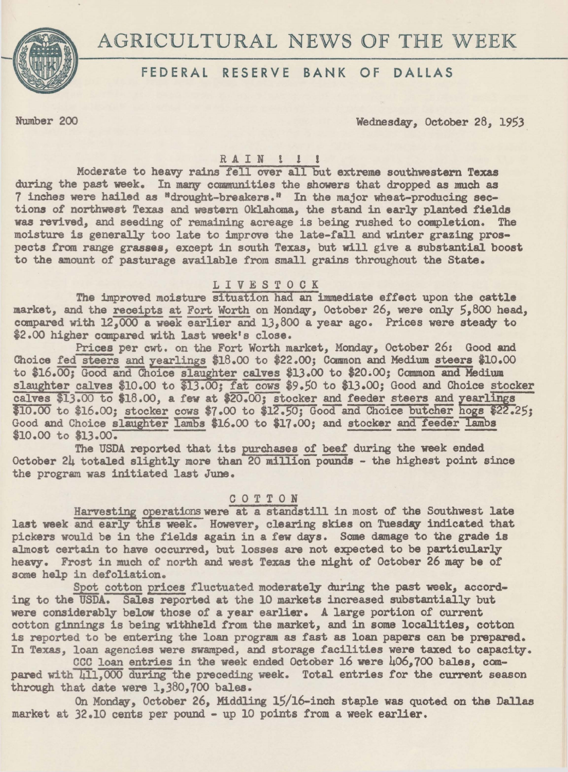# AGRICULTURAL NEWS OF THE WEEK

## FEDERAL RESERVE BANK OF DALLAS

Number 200 | Wednesday, October 28, 1953

### RAIN ! ! !

Moderate to heavy rains fell over all but extreme southwestern Texas during the past week. In many communities the showers that dropped as much as 7 inches were hailed as "drought-breakers." In the major wheat-producing sections of northwest Texas and western Oklahoma, the stand in early planted fields was revived, and seeding of remaining acreage is being rushed to completion. The moisture is generally too late to improve the late-fall and winter grazing prospects from range grasses, except in south Texas, but will give a substantial boost to the amount of pasturage available from small grains throughout the State.

### LIVESTOCK

The improved moisture situation had an immediate effect upon the cattle market, and the receipts at Fort Worth on Monday, October 26, were only 5,800 head, compared with 12,000 a week earlier and 13,800 a year ago. Prices were steady to $2.00 higher compared with last week's close.

Prices per cwt. on the Fort Worth market, Monday, October 26: Good and Choice fed steers and yearlings $18.00 to $22.00; Common and Medium steers $10.00 to $16.00; Good and Choice slaughter calves $13.00 to $20.00; Common and Medium slaughter calves $10.00 to $13.00; fat cows $9.50 to $13.00; Good and Choice stocker calves $13.00 to $18.00, a few at $20.00; stocker and feeder steers and yearlings $10.00 to $16.00; stocker cows $7.00 to $12.50; Good and Choice butcher hogs $22.25; Good and Choice slaughter lambs $16.00 to $17.00; and stocker and feeder lambs $10.00 to $13.00.

The USDA reported that its purchases of beef during the week ended October 24 totaled slightly more than 20 million pounds - the highest point since the program was initiated last June.

### COTTON

Harvesting operations were at a standstill in most of the Southwest late last week and early this week. However, clearing skies on Tuesday indicated that pickers would be in the fields again in a few days. Some damage to the grade is almost certain to have occurred, but losses are not expected to be particularly heavy. Frost in much of north and west Texas the night of October 26 may be of some help in defoliation.

Spot cotton prices fluctuated moderately during the past week, according to the USDA. Sales reported at the 10 markets increased substantially but were considerably below those of a year earlier. A large portion of current cotton ginnings is being withheld from the market, and in some localities, cotton is reported to be entering the loan program as fast as loan papers can be prepared. In Texas, loan agencies were swamped, and storage facilities were taxed to capacity.

CCC loan entries in the week ended October 16 were 406,700 bales, compared with 411,000 during the preceding week. Total entries for the current season through that date were 1,380,700 bales.

On Monday, October 26, Middling 15/16-inch staple was quoted on the Dallas market at 32.10 cents per pound - up 10 points from a week earlier.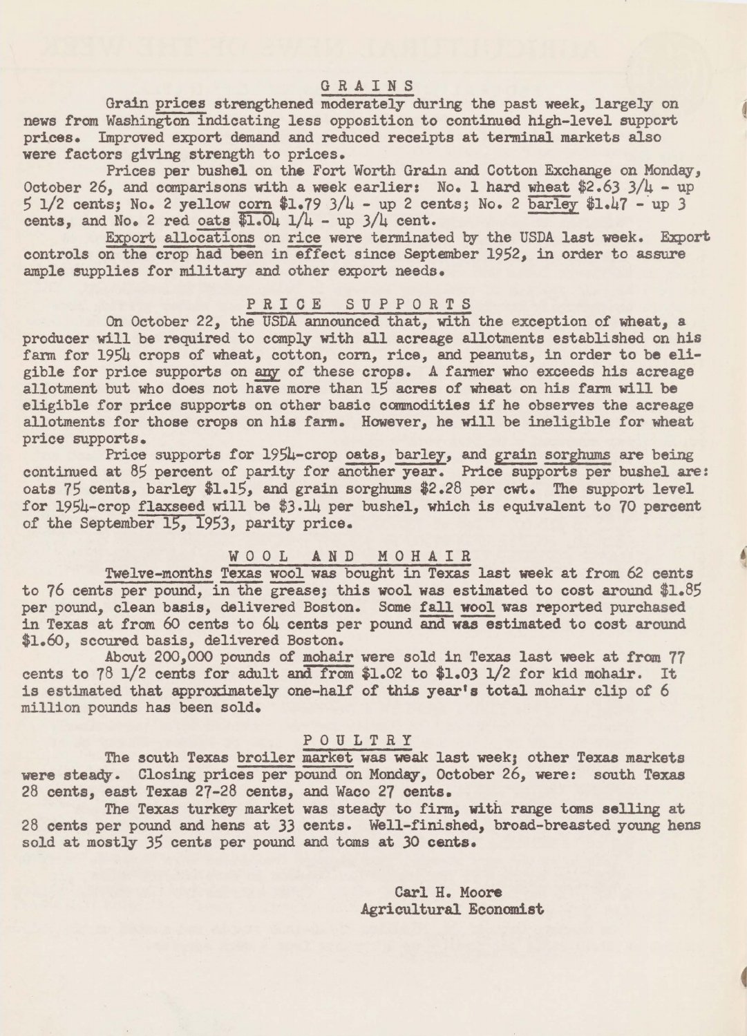## GRAINS

Grain prices strengthened moderately during the past week, largely on news from Washington indicating less opposition to continued high-level support prices. Improved export demand and reduced receipts at terminal markets also were factors giving strength to prices.

Prices per bushel on the Fort Worth Grain and Cotton Exchange on Monday, October 26, and comparisons with a week earlier: No. 1 hard wheat $2.63 3/4 - up 5 1/2 cents; No. 2 yellow corn $1.79 3/4 - up 2 cents; No. 2 barley $1.47 - up 3 cents, and No. 2 red oats $1.04 1/4 - up 3/4 cent.

Export allocations on rice were terminated by the USDA last week. Export controls on the crop had been in effect since September 1952, in order to assure ample supplies for military and other export needs.

## PRICE SUPPORTS

On October 22, the USDA announced that, with the exception of wheat, a producer will be required to comply with all acreage allotments established on his farm for 1954 crops of wheat, cotton, corn, rice, and peanuts, in order to be eligible for price supports on any of these crops. A farmer who exceeds his acreage allotment but who does not have more than 15 acres of wheat on his farm will be eligible for price supports on other basic commodities if he observes the acreage allotments for those crops on his farm. However, he will be ineligible for wheat price supports.

Price supports for 1954-crop oats, barley, and grain sorghums are being continued at 85 percent of parity for another year. Price supports per bushel are: oats 75 cents, barley $1.15, and grain sorghums $2.28 per cwt. The support level for 1954-crop flaxseed will be $3.14 per bushel, which is equivalent to 70 percent of the September 15, 1953, parity price.

## WOOL AND MOHAIR

Twelve-months Texas wool was bought in Texas last week at from 62 cents to 76 cents per pound, in the grease; this wool was estimated to cost around $1.85 per pound, clean basis, delivered Boston. Some fall wool was reported purchased in Texas at from 60 cents to 64 cents per pound and was estimated to cost around $1.60, scoured basis, delivered Boston.

About 200,000 pounds of mohair were sold in Texas last week at from 77 cents to 78 1/2 cents for adult and from $1.02 to $1.03 1/2 for kid mohair. It is estimated that approximately one-half of this year's total mohair clip of 6 million pounds has been sold.

## POULTRY

The south Texas broiler market was weak last week; other Texas markets were steady. Closing prices per pound on Monday, October 26, were: south Texas 28 cents, east Texas 27-28 cents, and Waco 27 cents.

The Texas turkey market was steady to firm, with range toms selling at 28 cents per pound and hens at 33 cents. Well-finished, broad-breasted young hens sold at mostly 35 cents per pound and toms at 30 cents.

Carl H. Moore
Agricultural Economist